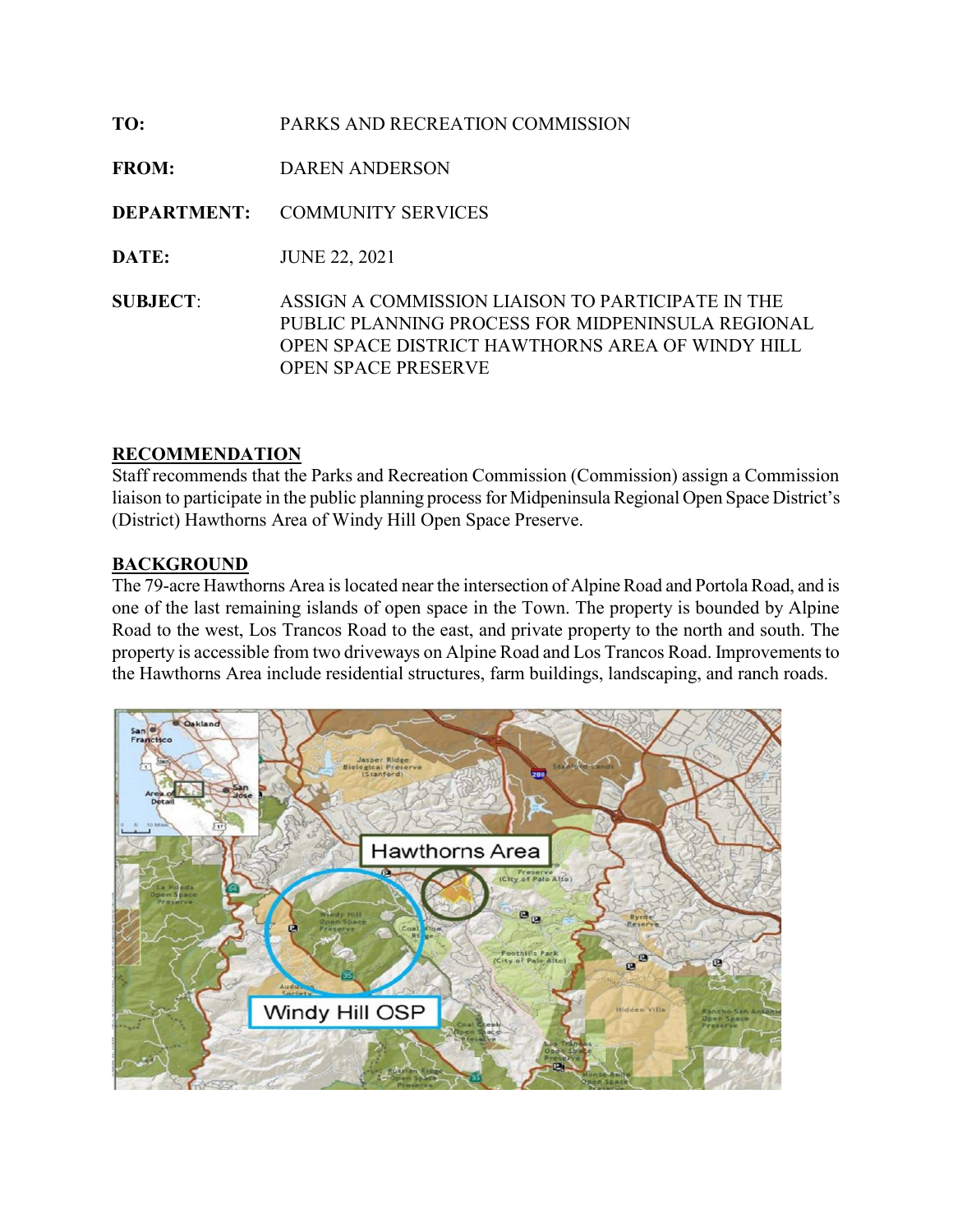**TO:** PARKS AND RECREATION COMMISSION

**FROM:** DAREN ANDERSON

**DEPARTMENT:** COMMUNITY SERVICES

**DATE:** JUNE 22, 2021

**SUBJECT:** ASSIGN A COMMISSION LIAISON TO PARTICIPATE IN THE PUBLIC PLANNING PROCESS FOR MIDPENINSULA REGIONAL OPEN SPACE DISTRICT HAWTHORNS AREA OF WINDY HILL OPEN SPACE PRESERVE

## RECOMMENDATION

Staff recommends that the Parks and Recreation Commission (Commission) assign a Commission liaison to participate in the public planning process for Midpeninsula Regional Open Space District's (District) Hawthorns Area of Windy Hill Open Space Preserve.

## BACKGROUND

The 79-acre Hawthorns Area is located near the intersection of Alpine Road and Portola Road, and is one of the last remaining islands of open space in the Town. The property is bounded by Alpine Road to the west, Los Trancos Road to the east, and private property to the north and south. The property is accessible from two driveways on Alpine Road and Los Trancos Road. Improvements to the Hawthorns Area include residential structures, farm buildings, landscaping, and ranch roads.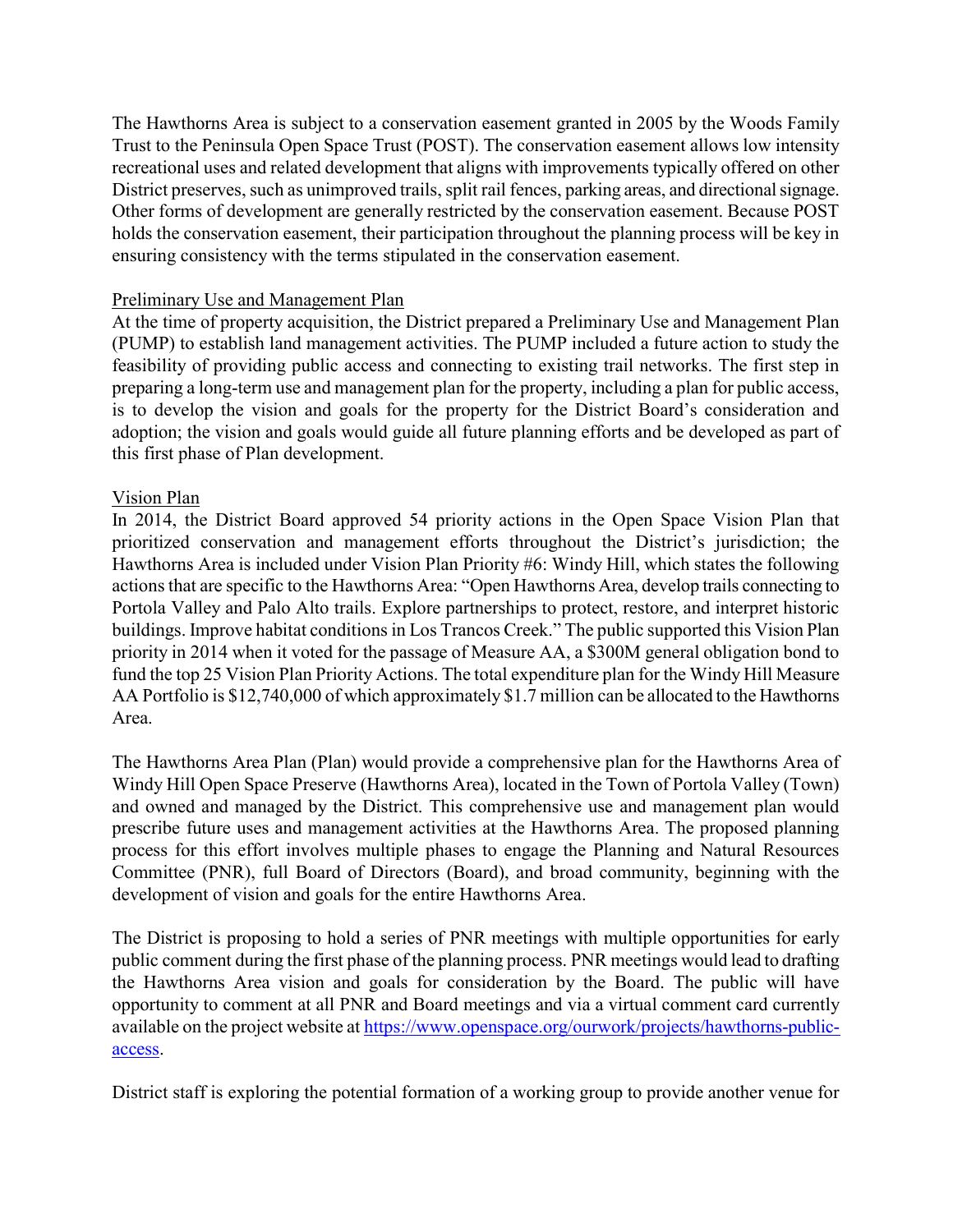The Hawthorns Area is subject to a conservation easement granted in 2005 by the Woods Family Trust to the Peninsula Open Space Trust (POST). The conservation easement allows low intensity recreational uses and related development that aligns with improvements typically offered on other District preserves, such as unimproved trails, split rail fences, parking areas, and directional signage. Other forms of development are generally restricted by the conservation easement. Because POST holds the conservation easement, their participation throughout the planning process will be key in ensuring consistency with the terms stipulated in the conservation easement.

### Preliminary Use and Management Plan

At the time of property acquisition, the District prepared a Preliminary Use and Management Plan (PUMP) to establish land management activities. The PUMP included a future action to study the feasibility of providing public access and connecting to existing trail networks. The first step in preparing a long-term use and management plan for the property, including a plan for public access, is to develop the vision and goals for the property for the District Board's consideration and adoption; the vision and goals would guide all future planning efforts and be developed as part of this first phase of Plan development.

### Vision Plan

In 2014, the District Board approved 54 priority actions in the Open Space Vision Plan that prioritized conservation and management efforts throughout the District's jurisdiction; the Hawthorns Area is included under Vision Plan Priority #6: Windy Hill, which states the following actions that are specific to the Hawthorns Area: "Open Hawthorns Area, develop trails connecting to Portola Valley and Palo Alto trails. Explore partnerships to protect, restore, and interpret historic buildings. Improve habitat conditions in Los Trancos Creek." The public supported this Vision Plan priority in 2014 when it voted for the passage of Measure AA, a $300M general obligation bond to fund the top 25 Vision Plan Priority Actions. The total expenditure plan for the Windy Hill Measure AA Portfolio is $12,740,000 of which approximately $1.7 million can be allocated to the Hawthorns Area.

The Hawthorns Area Plan (Plan) would provide a comprehensive plan for the Hawthorns Area of Windy Hill Open Space Preserve (Hawthorns Area), located in the Town of Portola Valley (Town) and owned and managed by the District. This comprehensive use and management plan would prescribe future uses and management activities at the Hawthorns Area. The proposed planning process for this effort involves multiple phases to engage the Planning and Natural Resources Committee (PNR), full Board of Directors (Board), and broad community, beginning with the development of vision and goals for the entire Hawthorns Area.

The District is proposing to hold a series of PNR meetings with multiple opportunities for early public comment during the first phase of the planning process. PNR meetings would lead to drafting the Hawthorns Area vision and goals for consideration by the Board. The public will have opportunity to comment at all PNR and Board meetings and via a virtual comment card currently available on the project website at [https://www.openspace.org/ourwork/projects/hawthorns-public-access](https://www.openspace.org/ourwork/projects/hawthorns-public-access).

District staff is exploring the potential formation of a working group to provide another venue for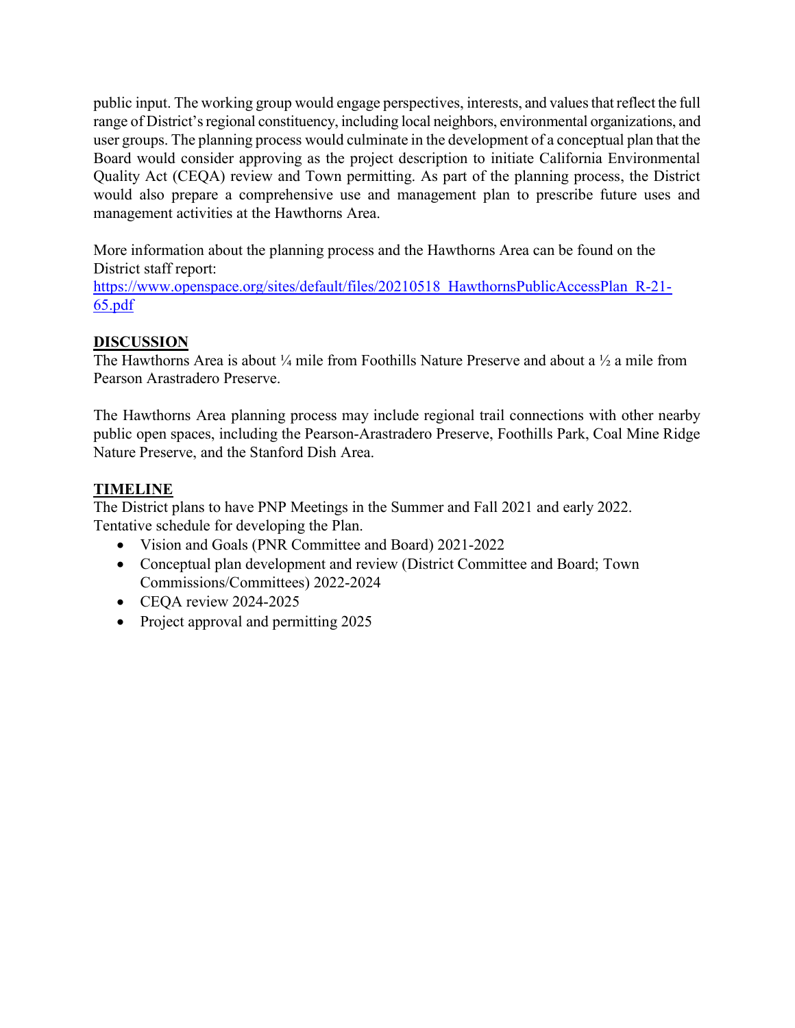public input. The working group would engage perspectives, interests, and values that reflect the full range of District's regional constituency, including local neighbors, environmental organizations, and user groups. The planning process would culminate in the development of a conceptual plan that the Board would consider approving as the project description to initiate California Environmental Quality Act (CEQA) review and Town permitting. As part of the planning process, the District would also prepare a comprehensive use and management plan to prescribe future uses and management activities at the Hawthorns Area.

More information about the planning process and the Hawthorns Area can be found on the District staff report:
https://www.openspace.org/sites/default/files/20210518_HawthornsPublicAccessPlan_R-21-65.pdf

## DISCUSSION

The Hawthorns Area is about ¼ mile from Foothills Nature Preserve and about a ½ a mile from Pearson Arastradero Preserve.

The Hawthorns Area planning process may include regional trail connections with other nearby public open spaces, including the Pearson-Arastradero Preserve, Foothills Park, Coal Mine Ridge Nature Preserve, and the Stanford Dish Area.

## TIMELINE

The District plans to have PNP Meetings in the Summer and Fall 2021 and early 2022.
Tentative schedule for developing the Plan.

- Vision and Goals (PNR Committee and Board) 2021-2022
- Conceptual plan development and review (District Committee and Board; Town Commissions/Committees) 2022-2024
- CEQA review 2024-2025
- Project approval and permitting 2025